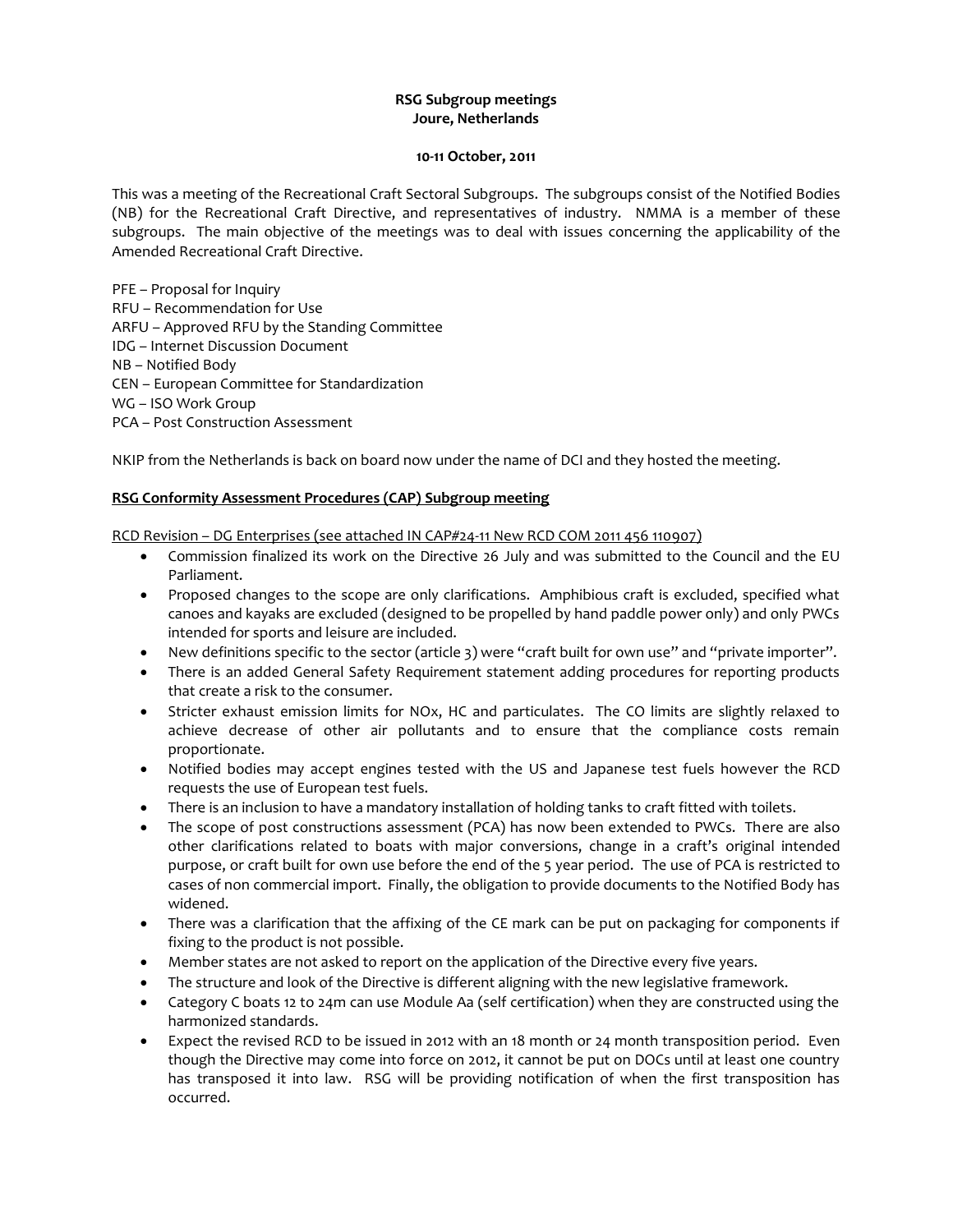**RSG Subgroup meetings**
**Joure, Netherlands**

**10-11 October, 2011**

This was a meeting of the Recreational Craft Sectoral Subgroups. The subgroups consist of the Notified Bodies (NB) for the Recreational Craft Directive, and representatives of industry. NMMA is a member of these subgroups. The main objective of the meetings was to deal with issues concerning the applicability of the Amended Recreational Craft Directive.

PFE – Proposal for Inquiry
RFU – Recommendation for Use
ARFU – Approved RFU by the Standing Committee
IDG – Internet Discussion Document
NB – Notified Body
CEN – European Committee for Standardization
WG – ISO Work Group
PCA – Post Construction Assessment

NKIP from the Netherlands is back on board now under the name of DCI and they hosted the meeting.

**RSG Conformity Assessment Procedures (CAP) Subgroup meeting**

RCD Revision – DG Enterprises (see attached IN CAP#24-11 New RCD COM 2011 456 110907)

- Commission finalized its work on the Directive 26 July and was submitted to the Council and the EU Parliament.
- Proposed changes to the scope are only clarifications. Amphibious craft is excluded, specified what canoes and kayaks are excluded (designed to be propelled by hand paddle power only) and only PWCs intended for sports and leisure are included.
- New definitions specific to the sector (article 3) were "craft built for own use" and "private importer".
- There is an added General Safety Requirement statement adding procedures for reporting products that create a risk to the consumer.
- Stricter exhaust emission limits for NOx, HC and particulates. The CO limits are slightly relaxed to achieve decrease of other air pollutants and to ensure that the compliance costs remain proportionate.
- Notified bodies may accept engines tested with the US and Japanese test fuels however the RCD requests the use of European test fuels.
- There is an inclusion to have a mandatory installation of holding tanks to craft fitted with toilets.
- The scope of post constructions assessment (PCA) has now been extended to PWCs. There are also other clarifications related to boats with major conversions, change in a craft's original intended purpose, or craft built for own use before the end of the 5 year period. The use of PCA is restricted to cases of non commercial import. Finally, the obligation to provide documents to the Notified Body has widened.
- There was a clarification that the affixing of the CE mark can be put on packaging for components if fixing to the product is not possible.
- Member states are not asked to report on the application of the Directive every five years.
- The structure and look of the Directive is different aligning with the new legislative framework.
- Category C boats 12 to 24m can use Module Aa (self certification) when they are constructed using the harmonized standards.
- Expect the revised RCD to be issued in 2012 with an 18 month or 24 month transposition period. Even though the Directive may come into force on 2012, it cannot be put on DOCs until at least one country has transposed it into law. RSG will be providing notification of when the first transposition has occurred.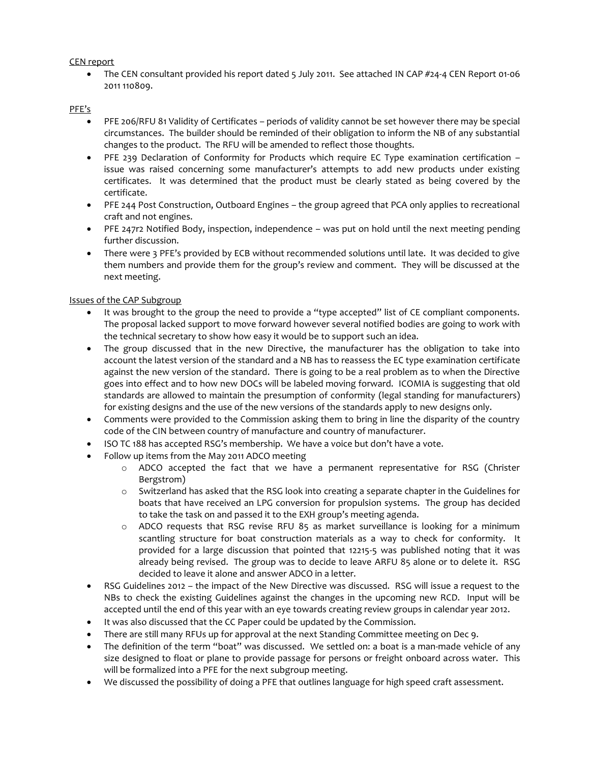CEN report

- The CEN consultant provided his report dated 5 July 2011. See attached IN CAP #24-4 CEN Report 01-06 2011 110809.

PFE's

- PFE 206/RFU 81 Validity of Certificates – periods of validity cannot be set however there may be special circumstances. The builder should be reminded of their obligation to inform the NB of any substantial changes to the product. The RFU will be amended to reflect those thoughts.
- PFE 239 Declaration of Conformity for Products which require EC Type examination certification – issue was raised concerning some manufacturer's attempts to add new products under existing certificates. It was determined that the product must be clearly stated as being covered by the certificate.
- PFE 244 Post Construction, Outboard Engines – the group agreed that PCA only applies to recreational craft and not engines.
- PFE 247r2 Notified Body, inspection, independence – was put on hold until the next meeting pending further discussion.
- There were 3 PFE's provided by ECB without recommended solutions until late. It was decided to give them numbers and provide them for the group's review and comment. They will be discussed at the next meeting.

Issues of the CAP Subgroup

- It was brought to the group the need to provide a "type accepted" list of CE compliant components. The proposal lacked support to move forward however several notified bodies are going to work with the technical secretary to show how easy it would be to support such an idea.
- The group discussed that in the new Directive, the manufacturer has the obligation to take into account the latest version of the standard and a NB has to reassess the EC type examination certificate against the new version of the standard. There is going to be a real problem as to when the Directive goes into effect and to how new DOCs will be labeled moving forward. ICOMIA is suggesting that old standards are allowed to maintain the presumption of conformity (legal standing for manufacturers) for existing designs and the use of the new versions of the standards apply to new designs only.
- Comments were provided to the Commission asking them to bring in line the disparity of the country code of the CIN between country of manufacture and country of manufacturer.
- ISO TC 188 has accepted RSG's membership. We have a voice but don't have a vote.
- Follow up items from the May 2011 ADCO meeting
  - ADCO accepted the fact that we have a permanent representative for RSG (Christer Bergstrom)
  - Switzerland has asked that the RSG look into creating a separate chapter in the Guidelines for boats that have received an LPG conversion for propulsion systems. The group has decided to take the task on and passed it to the EXH group's meeting agenda.
  - ADCO requests that RSG revise RFU 85 as market surveillance is looking for a minimum scantling structure for boat construction materials as a way to check for conformity. It provided for a large discussion that pointed that 12215-5 was published noting that it was already being revised. The group was to decide to leave ARFU 85 alone or to delete it. RSG decided to leave it alone and answer ADCO in a letter.
- RSG Guidelines 2012 – the impact of the New Directive was discussed. RSG will issue a request to the NBs to check the existing Guidelines against the changes in the upcoming new RCD. Input will be accepted until the end of this year with an eye towards creating review groups in calendar year 2012.
- It was also discussed that the CC Paper could be updated by the Commission.
- There are still many RFUs up for approval at the next Standing Committee meeting on Dec 9.
- The definition of the term "boat" was discussed. We settled on: a boat is a man-made vehicle of any size designed to float or plane to provide passage for persons or freight onboard across water. This will be formalized into a PFE for the next subgroup meeting.
- We discussed the possibility of doing a PFE that outlines language for high speed craft assessment.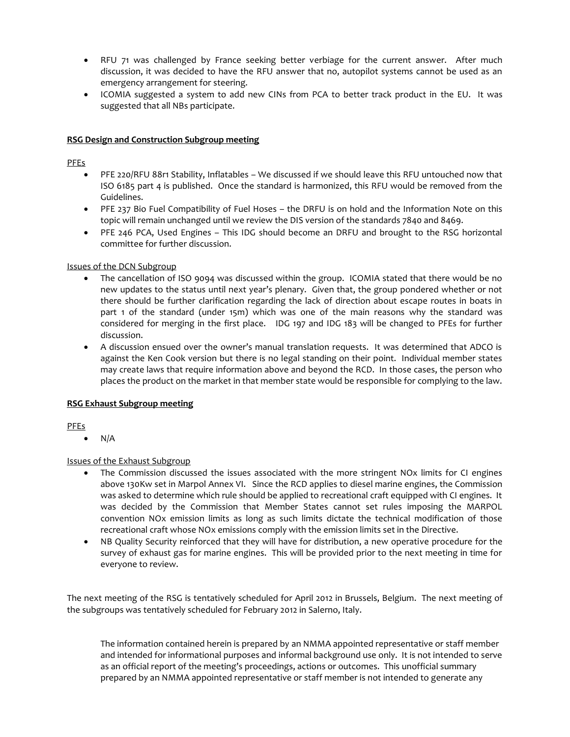- RFU 71 was challenged by France seeking better verbiage for the current answer. After much discussion, it was decided to have the RFU answer that no, autopilot systems cannot be used as an emergency arrangement for steering.
- ICOMIA suggested a system to add new CINs from PCA to better track product in the EU. It was suggested that all NBs participate.

**RSG Design and Construction Subgroup meeting**

PFEs

- PFE 220/RFU 88r1 Stability, Inflatables – We discussed if we should leave this RFU untouched now that ISO 6185 part 4 is published. Once the standard is harmonized, this RFU would be removed from the Guidelines.
- PFE 237 Bio Fuel Compatibility of Fuel Hoses – the DRFU is on hold and the Information Note on this topic will remain unchanged until we review the DIS version of the standards 7840 and 8469.
- PFE 246 PCA, Used Engines – This IDG should become an DRFU and brought to the RSG horizontal committee for further discussion.

Issues of the DCN Subgroup

- The cancellation of ISO 9094 was discussed within the group. ICOMIA stated that there would be no new updates to the status until next year's plenary. Given that, the group pondered whether or not there should be further clarification regarding the lack of direction about escape routes in boats in part 1 of the standard (under 15m) which was one of the main reasons why the standard was considered for merging in the first place. IDG 197 and IDG 183 will be changed to PFEs for further discussion.
- A discussion ensued over the owner's manual translation requests. It was determined that ADCO is against the Ken Cook version but there is no legal standing on their point. Individual member states may create laws that require information above and beyond the RCD. In those cases, the person who places the product on the market in that member state would be responsible for complying to the law.

**RSG Exhaust Subgroup meeting**

PFEs

- N/A

Issues of the Exhaust Subgroup

- The Commission discussed the issues associated with the more stringent NOx limits for CI engines above 130Kw set in Marpol Annex VI. Since the RCD applies to diesel marine engines, the Commission was asked to determine which rule should be applied to recreational craft equipped with CI engines. It was decided by the Commission that Member States cannot set rules imposing the MARPOL convention NOx emission limits as long as such limits dictate the technical modification of those recreational craft whose NOx emissions comply with the emission limits set in the Directive.
- NB Quality Security reinforced that they will have for distribution, a new operative procedure for the survey of exhaust gas for marine engines. This will be provided prior to the next meeting in time for everyone to review.

The next meeting of the RSG is tentatively scheduled for April 2012 in Brussels, Belgium. The next meeting of the subgroups was tentatively scheduled for February 2012 in Salerno, Italy.

The information contained herein is prepared by an NMMA appointed representative or staff member and intended for informational purposes and informal background use only. It is not intended to serve as an official report of the meeting's proceedings, actions or outcomes. This unofficial summary prepared by an NMMA appointed representative or staff member is not intended to generate any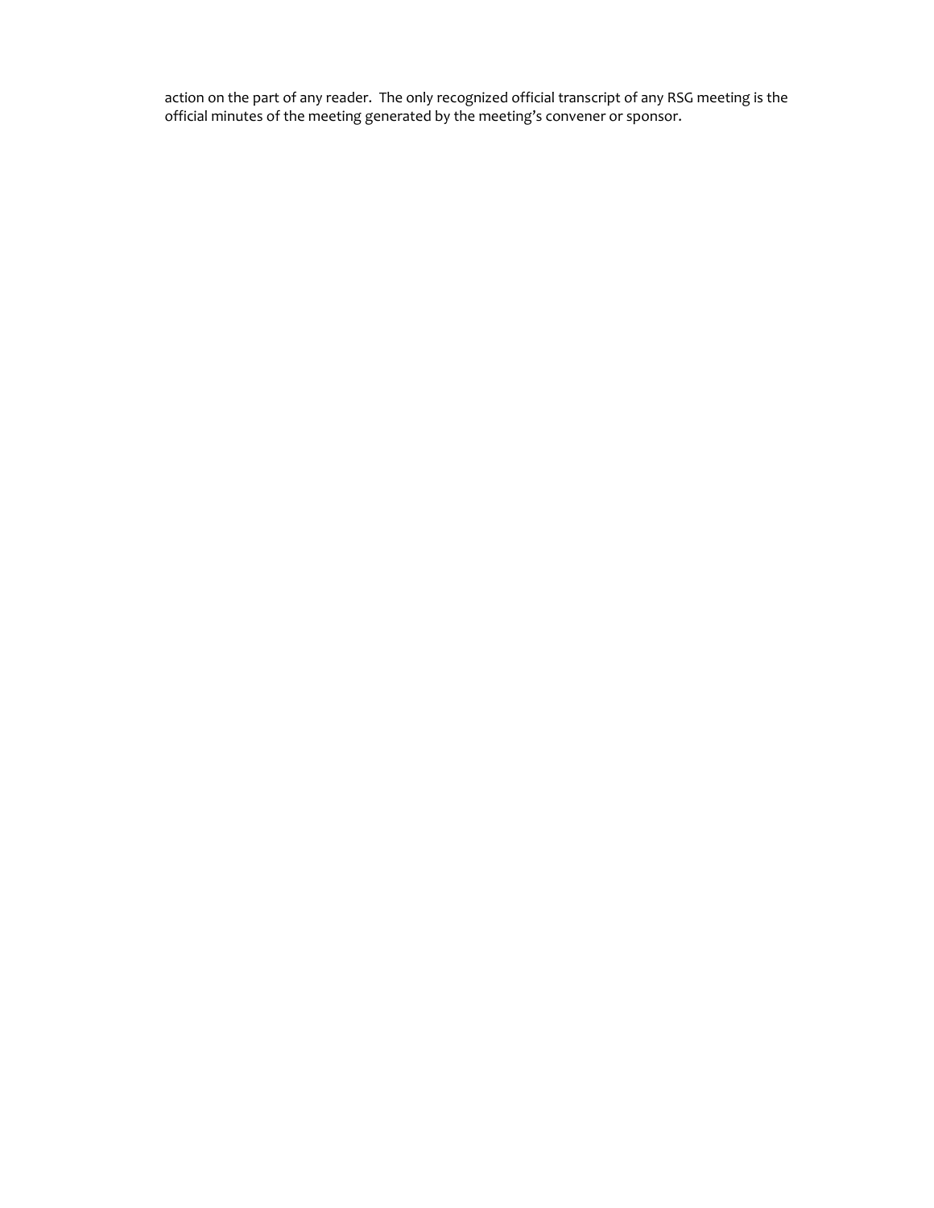action on the part of any reader. The only recognized official transcript of any RSG meeting is the official minutes of the meeting generated by the meeting's convener or sponsor.